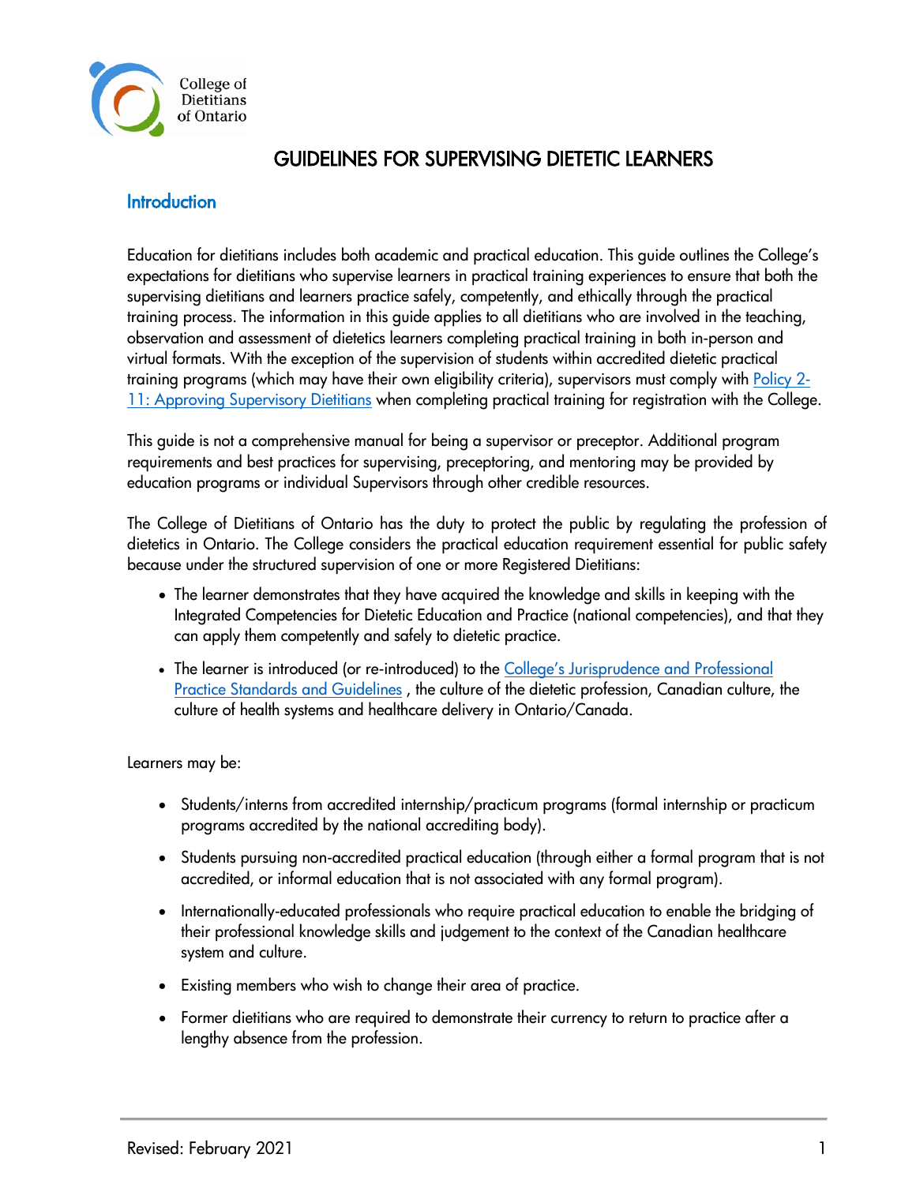College of Dietitians of Ontario

# GUIDELINES FOR SUPERVISING DIETETIC LEARNERS

## Introduction

Education for dietitians includes both academic and practical education. This guide outlines the College's expectations for dietitians who supervise learners in practical training experiences to ensure that both the supervising dietitians and learners practice safely, competently, and ethically through the practical training process. The information in this guide applies to all dietitians who are involved in the teaching, observation and assessment of dietetics learners completing practical training in both in-person and virtual formats. With the exception of the supervision of students within accredited dietetic practical training programs (which may have their own eligibility criteria), supervisors must comply with [Policy 2-11: Approving Supervisory Dietitians]() when completing practical training for registration with the College.

This guide is not a comprehensive manual for being a supervisor or preceptor. Additional program requirements and best practices for supervising, preceptoring, and mentoring may be provided by education programs or individual Supervisors through other credible resources.

The College of Dietitians of Ontario has the duty to protect the public by regulating the profession of dietetics in Ontario. The College considers the practical education requirement essential for public safety because under the structured supervision of one or more Registered Dietitians:

- The learner demonstrates that they have acquired the knowledge and skills in keeping with the Integrated Competencies for Dietetic Education and Practice (national competencies), and that they can apply them competently and safely to dietetic practice.
- The learner is introduced (or re-introduced) to the [College's Jurisprudence and Professional Practice Standards and Guidelines]() , the culture of the dietetic profession, Canadian culture, the culture of health systems and healthcare delivery in Ontario/Canada.

Learners may be:

- Students/interns from accredited internship/practicum programs (formal internship or practicum programs accredited by the national accrediting body).
- Students pursuing non-accredited practical education (through either a formal program that is not accredited, or informal education that is not associated with any formal program).
- Internationally-educated professionals who require practical education to enable the bridging of their professional knowledge skills and judgement to the context of the Canadian healthcare system and culture.
- Existing members who wish to change their area of practice.
- Former dietitians who are required to demonstrate their currency to return to practice after a lengthy absence from the profession.

Revised: February 2021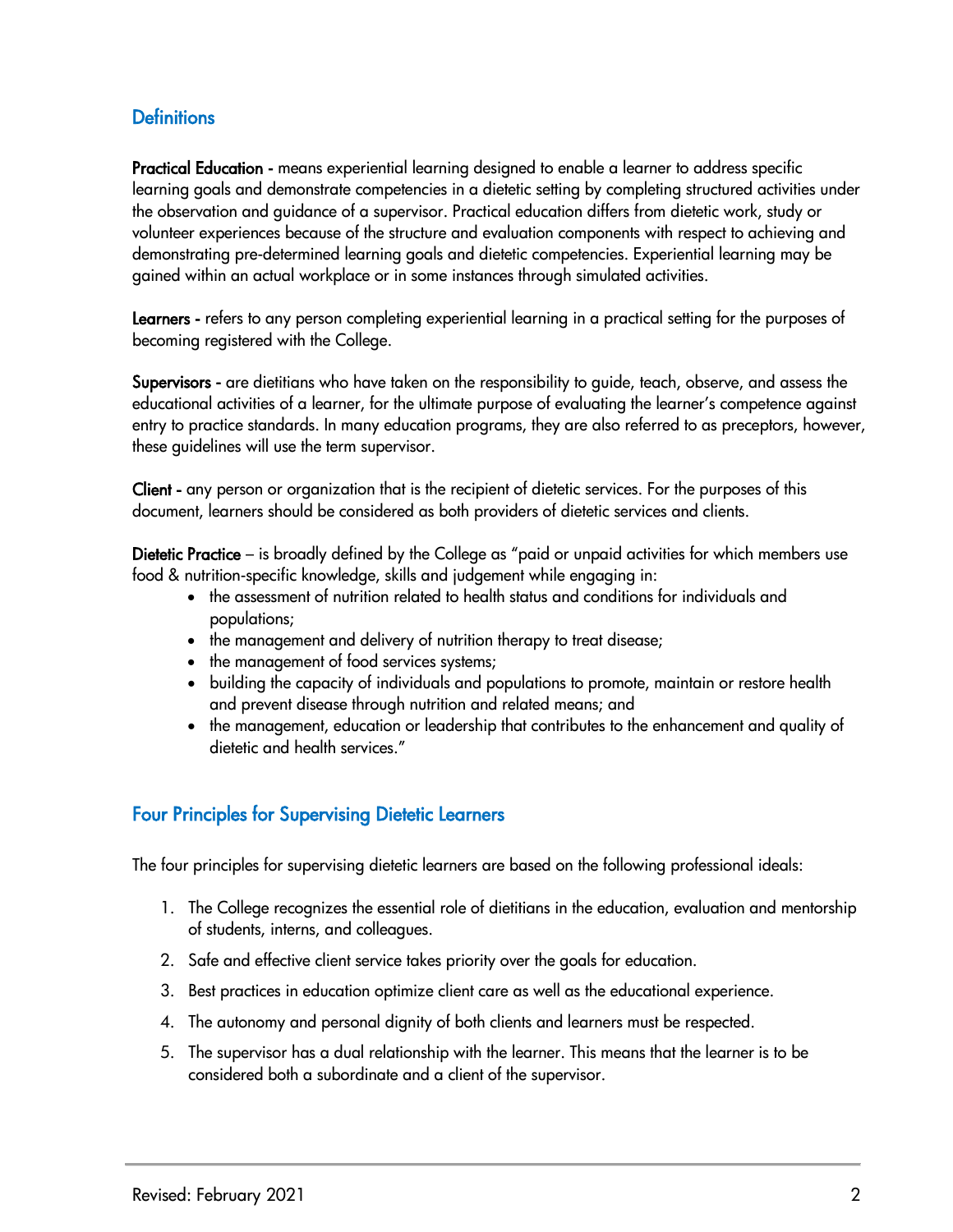## Definitions

**Practical Education -** means experiential learning designed to enable a learner to address specific learning goals and demonstrate competencies in a dietetic setting by completing structured activities under the observation and guidance of a supervisor. Practical education differs from dietetic work, study or volunteer experiences because of the structure and evaluation components with respect to achieving and demonstrating pre-determined learning goals and dietetic competencies. Experiential learning may be gained within an actual workplace or in some instances through simulated activities.

**Learners -** refers to any person completing experiential learning in a practical setting for the purposes of becoming registered with the College.

**Supervisors -** are dietitians who have taken on the responsibility to guide, teach, observe, and assess the educational activities of a learner, for the ultimate purpose of evaluating the learner's competence against entry to practice standards. In many education programs, they are also referred to as preceptors, however, these guidelines will use the term supervisor.

**Client -** any person or organization that is the recipient of dietetic services. For the purposes of this document, learners should be considered as both providers of dietetic services and clients.

**Dietetic Practice** – is broadly defined by the College as "paid or unpaid activities for which members use food & nutrition-specific knowledge, skills and judgement while engaging in:

- the assessment of nutrition related to health status and conditions for individuals and populations;
- the management and delivery of nutrition therapy to treat disease;
- the management of food services systems;
- building the capacity of individuals and populations to promote, maintain or restore health and prevent disease through nutrition and related means; and
- the management, education or leadership that contributes to the enhancement and quality of dietetic and health services."

## Four Principles for Supervising Dietetic Learners

The four principles for supervising dietetic learners are based on the following professional ideals:

1. The College recognizes the essential role of dietitians in the education, evaluation and mentorship of students, interns, and colleagues.
2. Safe and effective client service takes priority over the goals for education.
3. Best practices in education optimize client care as well as the educational experience.
4. The autonomy and personal dignity of both clients and learners must be respected.
5. The supervisor has a dual relationship with the learner. This means that the learner is to be considered both a subordinate and a client of the supervisor.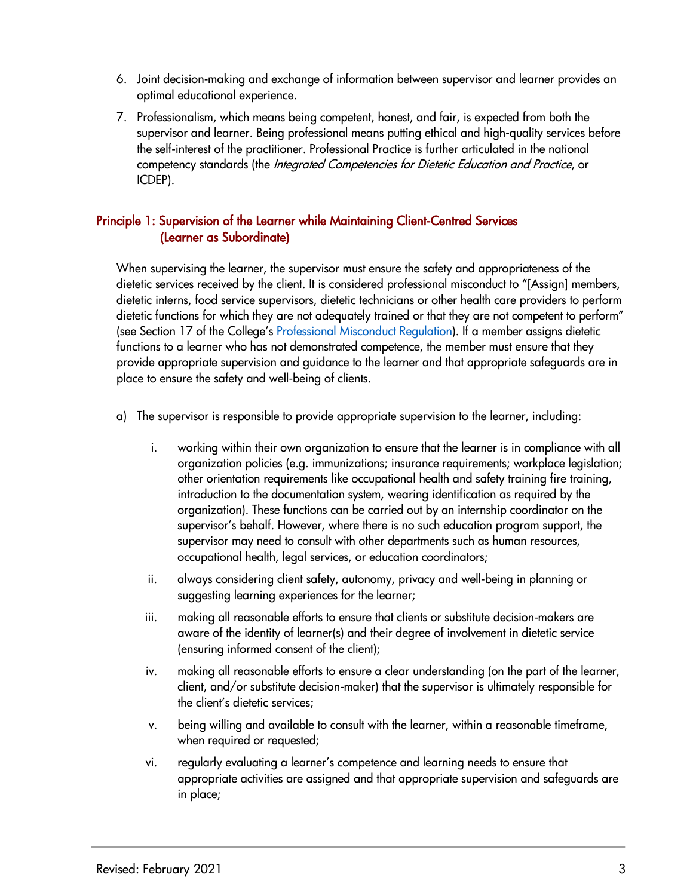6. Joint decision-making and exchange of information between supervisor and learner provides an optimal educational experience.
7. Professionalism, which means being competent, honest, and fair, is expected from both the supervisor and learner. Being professional means putting ethical and high-quality services before the self-interest of the practitioner. Professional Practice is further articulated in the national competency standards (the *Integrated Competencies for Dietetic Education and Practice*, or ICDEP).

## Principle 1: Supervision of the Learner while Maintaining Client-Centred Services (Learner as Subordinate)

When supervising the learner, the supervisor must ensure the safety and appropriateness of the dietetic services received by the client. It is considered professional misconduct to "[Assign] members, dietetic interns, food service supervisors, dietetic technicians or other health care providers to perform dietetic functions for which they are not adequately trained or that they are not competent to perform" (see Section 17 of the College's Professional Misconduct Regulation). If a member assigns dietetic functions to a learner who has not demonstrated competence, the member must ensure that they provide appropriate supervision and guidance to the learner and that appropriate safeguards are in place to ensure the safety and well-being of clients.

a) The supervisor is responsible to provide appropriate supervision to the learner, including:

   i. working within their own organization to ensure that the learner is in compliance with all organization policies (e.g. immunizations; insurance requirements; workplace legislation; other orientation requirements like occupational health and safety training fire training, introduction to the documentation system, wearing identification as required by the organization). These functions can be carried out by an internship coordinator on the supervisor's behalf. However, where there is no such education program support, the supervisor may need to consult with other departments such as human resources, occupational health, legal services, or education coordinators;

   ii. always considering client safety, autonomy, privacy and well-being in planning or suggesting learning experiences for the learner;

   iii. making all reasonable efforts to ensure that clients or substitute decision-makers are aware of the identity of learner(s) and their degree of involvement in dietetic service (ensuring informed consent of the client);

   iv. making all reasonable efforts to ensure a clear understanding (on the part of the learner, client, and/or substitute decision-maker) that the supervisor is ultimately responsible for the client's dietetic services;

   v. being willing and available to consult with the learner, within a reasonable timeframe, when required or requested;

   vi. regularly evaluating a learner's competence and learning needs to ensure that appropriate activities are assigned and that appropriate supervision and safeguards are in place;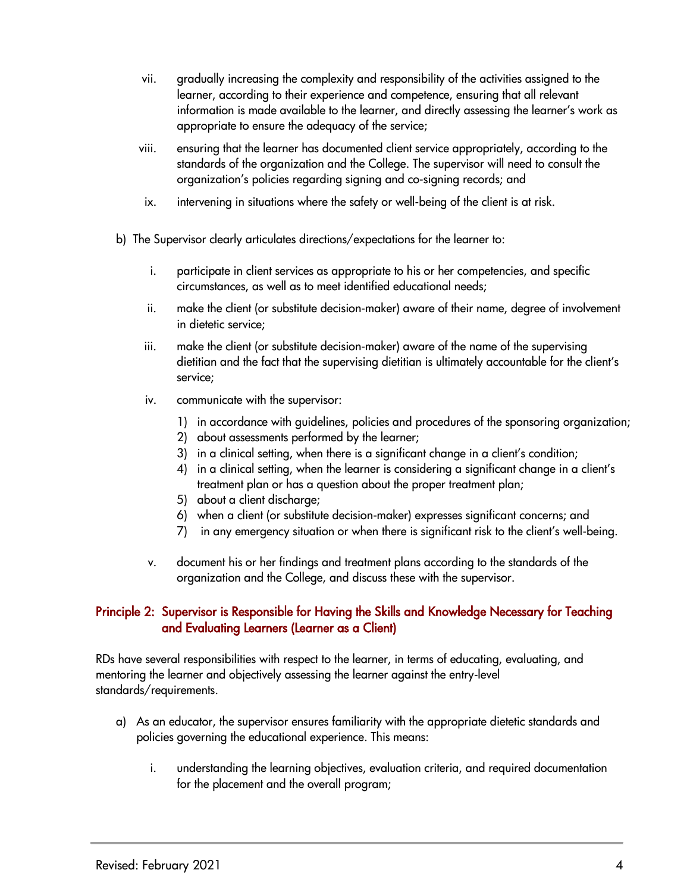vii. gradually increasing the complexity and responsibility of the activities assigned to the learner, according to their experience and competence, ensuring that all relevant information is made available to the learner, and directly assessing the learner's work as appropriate to ensure the adequacy of the service;

viii. ensuring that the learner has documented client service appropriately, according to the standards of the organization and the College. The supervisor will need to consult the organization's policies regarding signing and co-signing records; and

ix. intervening in situations where the safety or well-being of the client is at risk.

b) The Supervisor clearly articulates directions/expectations for the learner to:

i. participate in client services as appropriate to his or her competencies, and specific circumstances, as well as to meet identified educational needs;

ii. make the client (or substitute decision-maker) aware of their name, degree of involvement in dietetic service;

iii. make the client (or substitute decision-maker) aware of the name of the supervising dietitian and the fact that the supervising dietitian is ultimately accountable for the client's service;

iv. communicate with the supervisor:

1) in accordance with guidelines, policies and procedures of the sponsoring organization;
2) about assessments performed by the learner;
3) in a clinical setting, when there is a significant change in a client's condition;
4) in a clinical setting, when the learner is considering a significant change in a client's treatment plan or has a question about the proper treatment plan;
5) about a client discharge;
6) when a client (or substitute decision-maker) expresses significant concerns; and
7) in any emergency situation or when there is significant risk to the client's well-being.

v. document his or her findings and treatment plans according to the standards of the organization and the College, and discuss these with the supervisor.

## Principle 2: Supervisor is Responsible for Having the Skills and Knowledge Necessary for Teaching and Evaluating Learners (Learner as a Client)

RDs have several responsibilities with respect to the learner, in terms of educating, evaluating, and mentoring the learner and objectively assessing the learner against the entry-level standards/requirements.

a) As an educator, the supervisor ensures familiarity with the appropriate dietetic standards and policies governing the educational experience. This means:

i. understanding the learning objectives, evaluation criteria, and required documentation for the placement and the overall program;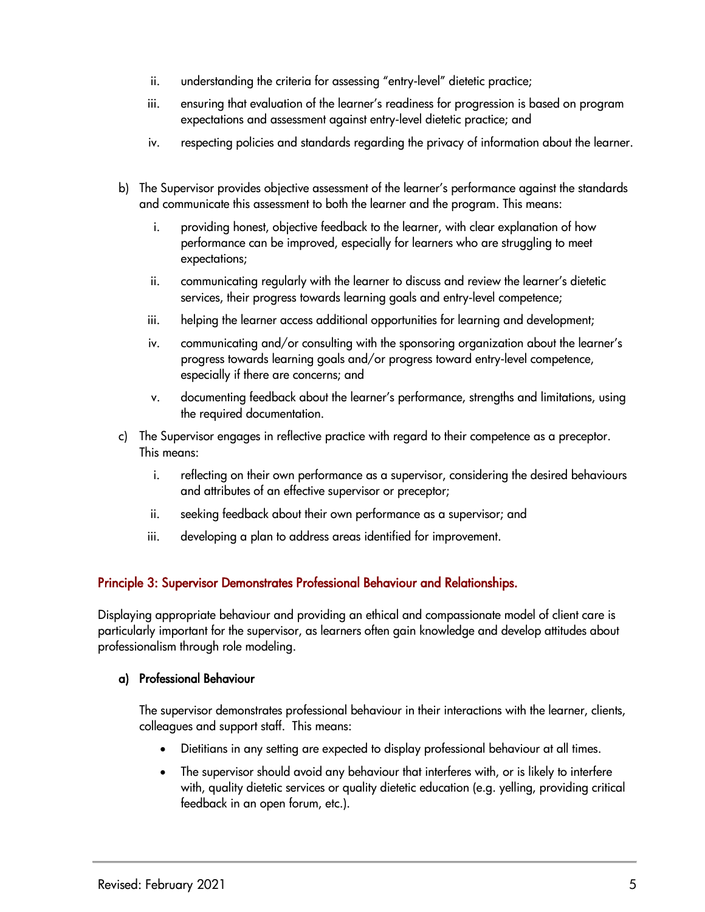ii. understanding the criteria for assessing "entry-level" dietetic practice;

iii. ensuring that evaluation of the learner's readiness for progression is based on program expectations and assessment against entry-level dietetic practice; and

iv. respecting policies and standards regarding the privacy of information about the learner.

b) The Supervisor provides objective assessment of the learner's performance against the standards and communicate this assessment to both the learner and the program. This means:

i. providing honest, objective feedback to the learner, with clear explanation of how performance can be improved, especially for learners who are struggling to meet expectations;

ii. communicating regularly with the learner to discuss and review the learner's dietetic services, their progress towards learning goals and entry-level competence;

iii. helping the learner access additional opportunities for learning and development;

iv. communicating and/or consulting with the sponsoring organization about the learner's progress towards learning goals and/or progress toward entry-level competence, especially if there are concerns; and

v. documenting feedback about the learner's performance, strengths and limitations, using the required documentation.

c) The Supervisor engages in reflective practice with regard to their competence as a preceptor. This means:

i. reflecting on their own performance as a supervisor, considering the desired behaviours and attributes of an effective supervisor or preceptor;

ii. seeking feedback about their own performance as a supervisor; and

iii. developing a plan to address areas identified for improvement.

## Principle 3: Supervisor Demonstrates Professional Behaviour and Relationships.

Displaying appropriate behaviour and providing an ethical and compassionate model of client care is particularly important for the supervisor, as learners often gain knowledge and develop attitudes about professionalism through role modeling.

### a) Professional Behaviour

The supervisor demonstrates professional behaviour in their interactions with the learner, clients, colleagues and support staff. This means:

- Dietitians in any setting are expected to display professional behaviour at all times.
- The supervisor should avoid any behaviour that interferes with, or is likely to interfere with, quality dietetic services or quality dietetic education (e.g. yelling, providing critical feedback in an open forum, etc.).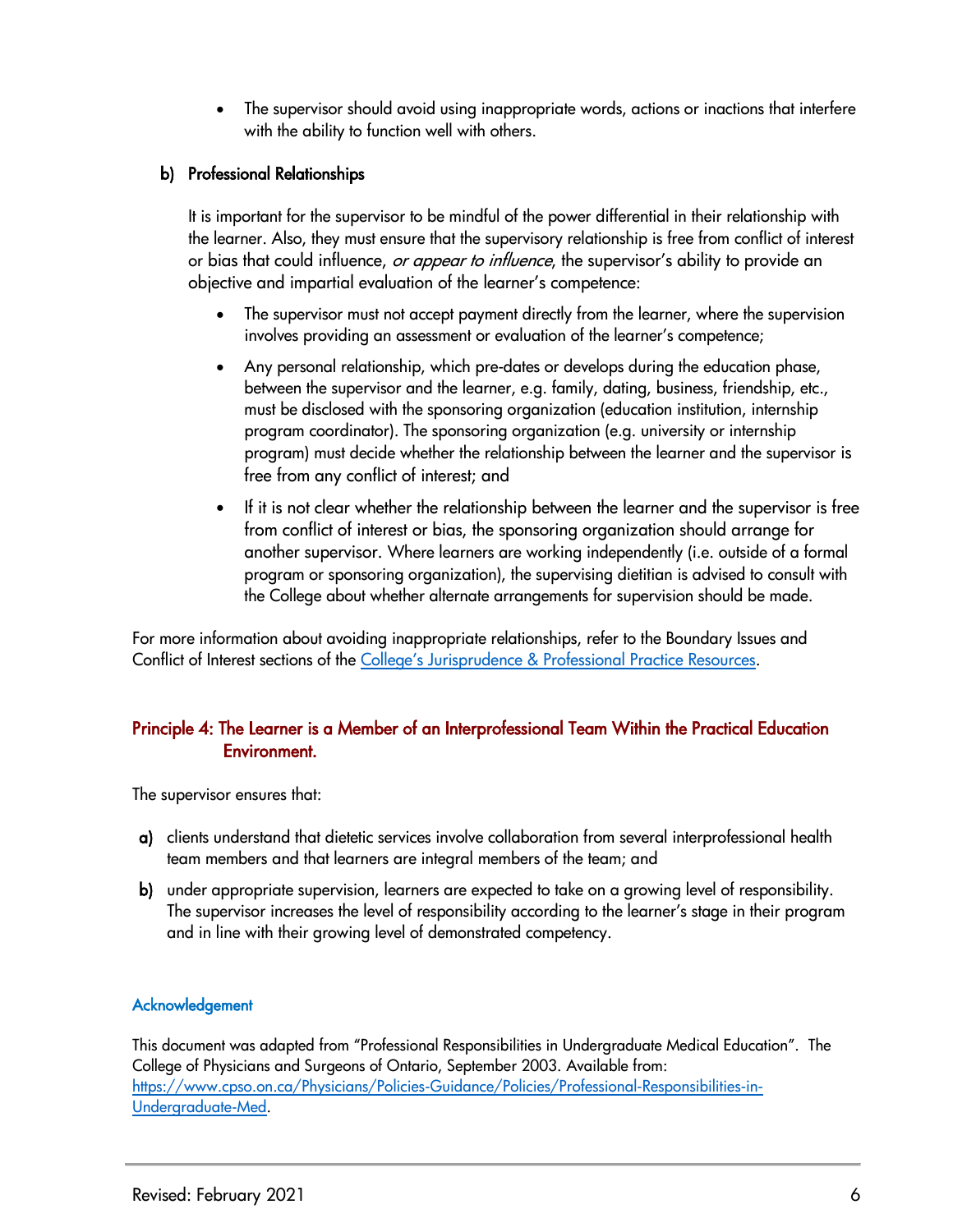- The supervisor should avoid using inappropriate words, actions or inactions that interfere with the ability to function well with others.

### b) Professional Relationships

It is important for the supervisor to be mindful of the power differential in their relationship with the learner. Also, they must ensure that the supervisory relationship is free from conflict of interest or bias that could influence, *or appear to influence*, the supervisor's ability to provide an objective and impartial evaluation of the learner's competence:

- The supervisor must not accept payment directly from the learner, where the supervision involves providing an assessment or evaluation of the learner's competence;
- Any personal relationship, which pre-dates or develops during the education phase, between the supervisor and the learner, e.g. family, dating, business, friendship, etc., must be disclosed with the sponsoring organization (education institution, internship program coordinator). The sponsoring organization (e.g. university or internship program) must decide whether the relationship between the learner and the supervisor is free from any conflict of interest; and
- If it is not clear whether the relationship between the learner and the supervisor is free from conflict of interest or bias, the sponsoring organization should arrange for another supervisor. Where learners are working independently (i.e. outside of a formal program or sponsoring organization), the supervising dietitian is advised to consult with the College about whether alternate arrangements for supervision should be made.

For more information about avoiding inappropriate relationships, refer to the Boundary Issues and Conflict of Interest sections of the [College's Jurisprudence & Professional Practice Resources](College's Jurisprudence & Professional Practice Resources).

## Principle 4: The Learner is a Member of an Interprofessional Team Within the Practical Education Environment.

The supervisor ensures that:

**a)** clients understand that dietetic services involve collaboration from several interprofessional health team members and that learners are integral members of the team; and

**b)** under appropriate supervision, learners are expected to take on a growing level of responsibility. The supervisor increases the level of responsibility according to the learner's stage in their program and in line with their growing level of demonstrated competency.

### Acknowledgement

This document was adapted from "Professional Responsibilities in Undergraduate Medical Education". The College of Physicians and Surgeons of Ontario, September 2003. Available from: https://www.cpso.on.ca/Physicians/Policies-Guidance/Policies/Professional-Responsibilities-in-Undergraduate-Med.

Revised: February 2021